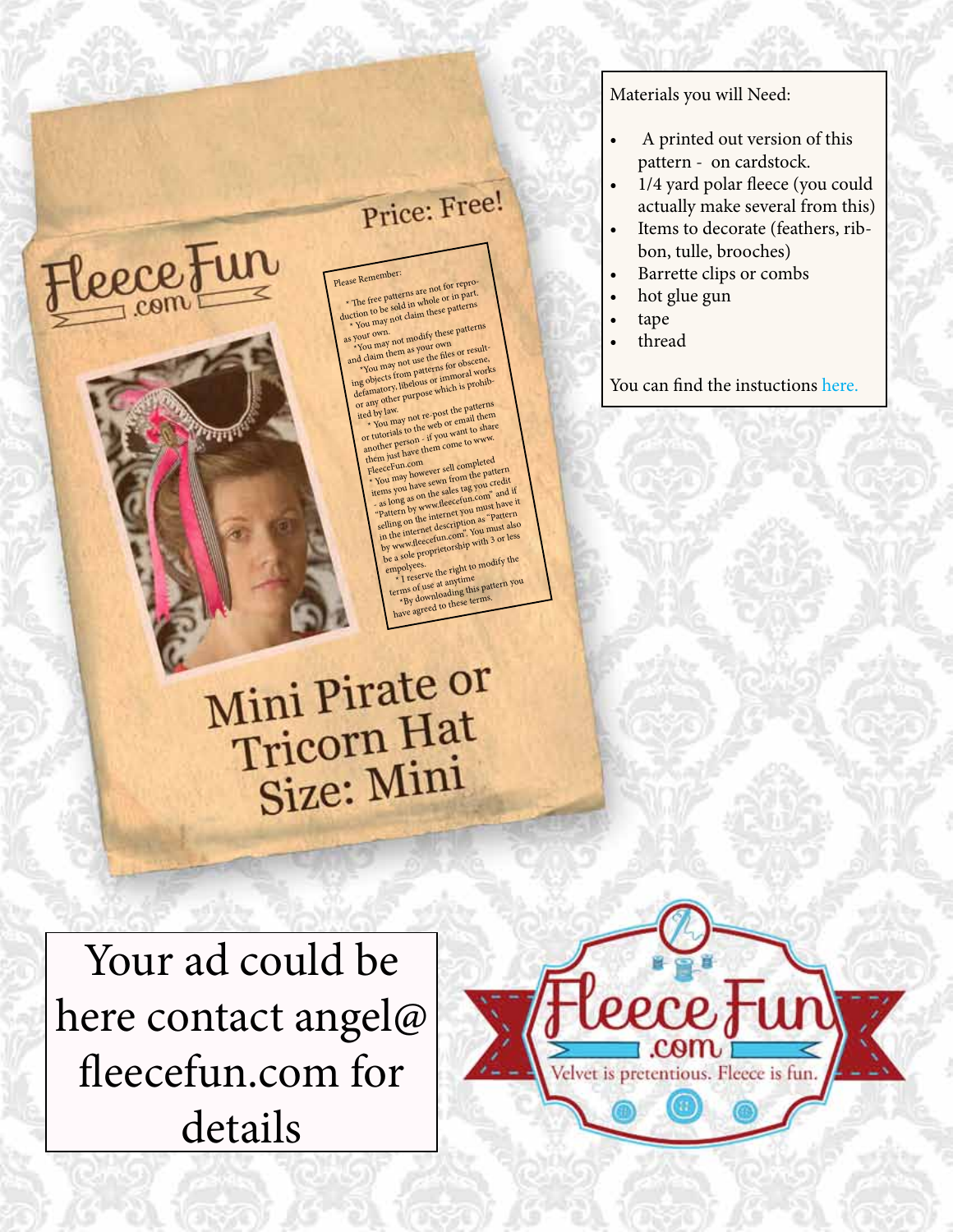FleeceFun .com

Price: Free!

Please Remember:

* The free patterns are not for reproduction to be sold in whole or in part.
* You may not claim these patterns as your own.
*You may not modify these patterns and claim them as your own
*You may not use the files or resulting objects from patterns for obscene, defamatory, libelous or immoral works or any other purpose which is prohibited by law.
* You may not re-post the patterns or tutorials to the web or email them another person - if you want to share them just have them come to www.FleeceFun.com
* You may however sell completed items you have sewn from the pattern - as long as on the sales tag you credit "Pattern by www.fleecefun.com" and if selling on the internet you must have it in the internet description as "Pattern by www.fleecefun.com". You must also be a sole proprietorship with 3 or less empolyees.
* I reserve the right to modify the terms of use at anytime
*By downloading this pattern you have agreed to these terms.

# Mini Pirate or Tricorn Hat

## Size: Mini

Materials you will Need:

- A printed out version of this pattern - on cardstock.
- 1/4 yard polar fleece (you could actually make several from this)
- Items to decorate (feathers, ribbon, tulle, brooches)
- Barrette clips or combs
- hot glue gun
- tape
- thread

You can find the instuctions here.

Your ad could be here contact angel@fleecefun.com for details

FleeceFun .com

Velvet is pretentious. Fleece is fun.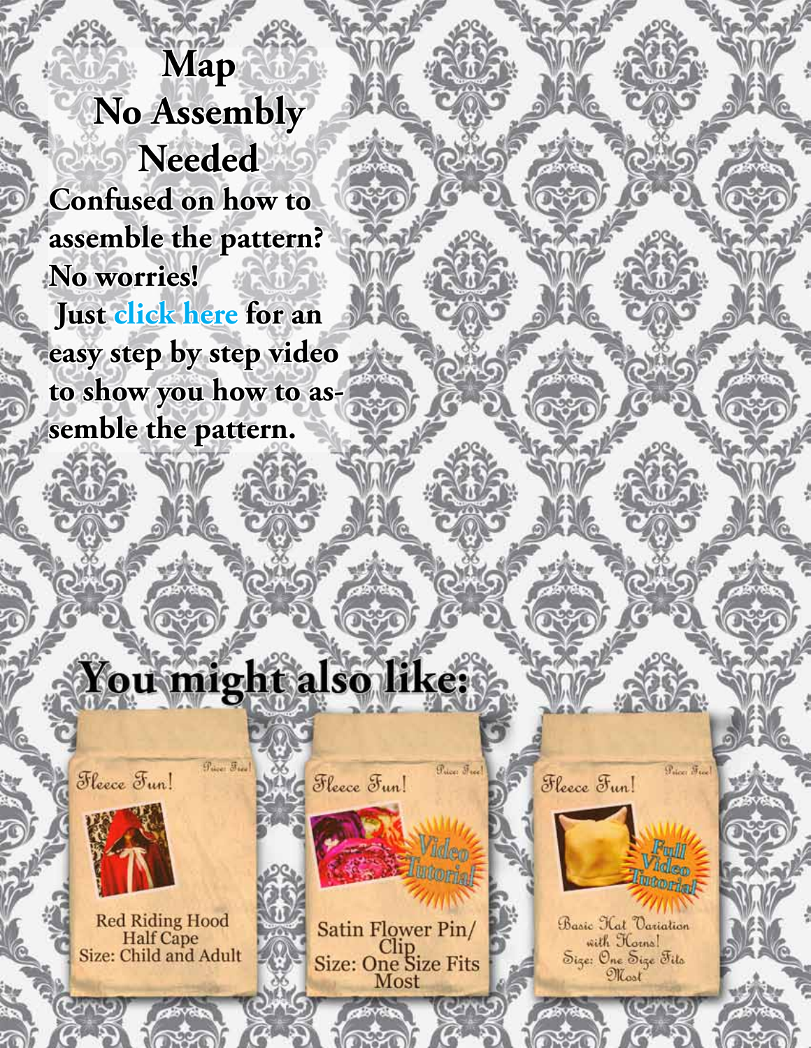# Map
# No Assembly Needed

**Confused on how to assemble the pattern? No worries!**
**Just click here for an easy step by step video to show you how to assemble the pattern.**

## You might also like:

Fleece Fun! Price: Free!
Red Riding Hood Half Cape
Size: Child and Adult

Fleece Fun! Price: Free!
Video Tutorial
Satin Flower Pin/Clip
Size: One Size Fits Most

Fleece Fun! Price: Free!
Full Video Tutorial
Basic Hat Variation with Horns!
Size: One Size Fits Most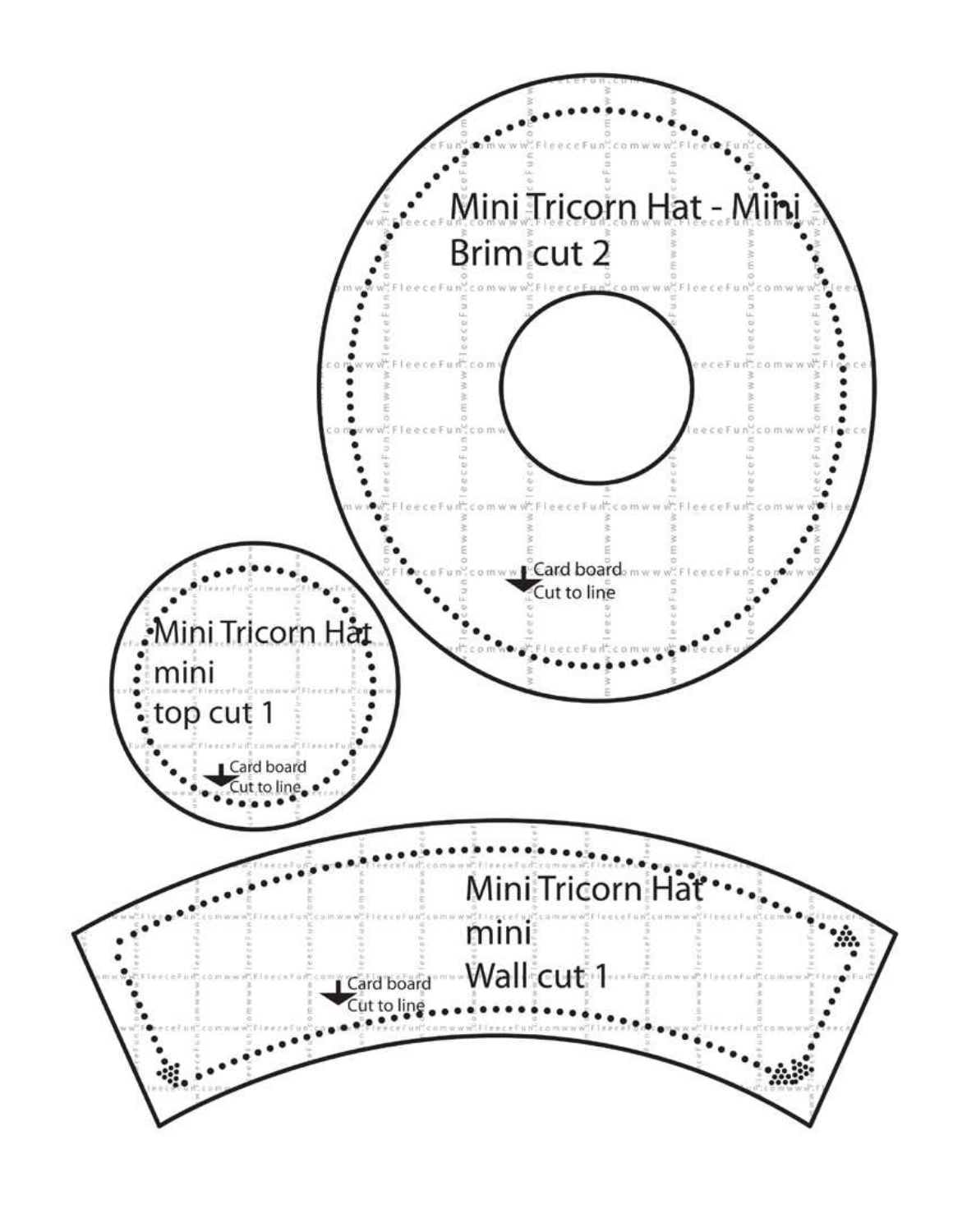Mini Tricorn Hat - Mini
Brim cut 2

Card board
Cut to line

Mini Tricorn Hat
mini
top cut 1

Card board
Cut to line

Mini Tricorn Hat
mini
Wall cut 1

Card board
Cut to line